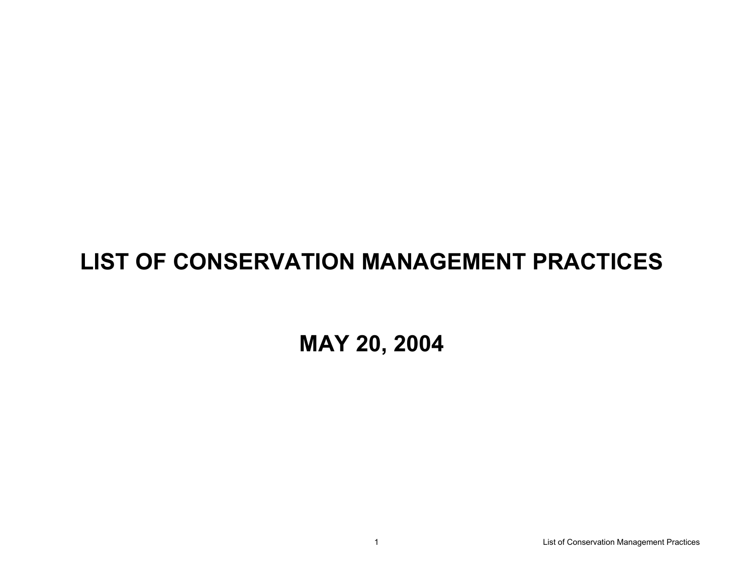# LIST OF CONSERVATION MANAGEMENT PRACTICES

## MAY 20, 2004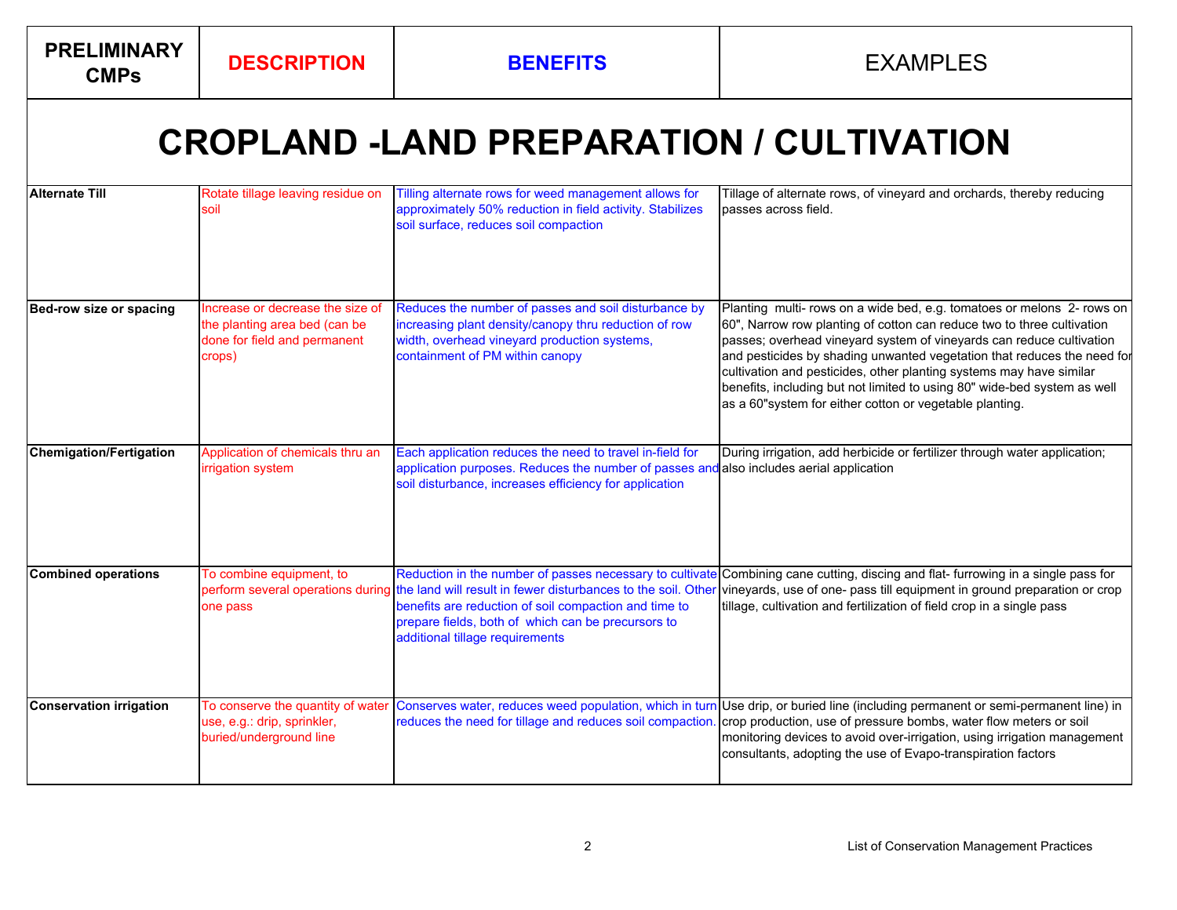| PRELIMINARY CMPs | DESCRIPTION | BENEFITS | EXAMPLES |
|---|---|---|---|
| **CROPLAND -LAND PREPARATION / CULTIVATION** | | | |
| **Alternate Till** | Rotate tillage leaving residue on soil | Tilling alternate rows for weed management allows for approximately 50% reduction in field activity. Stabilizes soil surface, reduces soil compaction | Tillage of alternate rows, of vineyard and orchards, thereby reducing passes across field. |
| **Bed-row size or spacing** | Increase or decrease the size of the planting area bed (can be done for field and permanent crops) | Reduces the number of passes and soil disturbance by increasing plant density/canopy thru reduction of row width, overhead vineyard production systems, containment of PM within canopy | Planting multi- rows on a wide bed, e.g. tomatoes or melons 2- rows on 60", Narrow row planting of cotton can reduce two to three cultivation passes; overhead vineyard system of vineyards can reduce cultivation and pesticides by shading unwanted vegetation that reduces the need for cultivation and pesticides, other planting systems may have similar benefits, including but not limited to using 80" wide-bed system as well as a 60"system for either cotton or vegetable planting. |
| **Chemigation/Fertigation** | Application of chemicals thru an irrigation system | Each application reduces the need to travel in-field for application purposes. Reduces the number of passes and soil disturbance, increases efficiency for application | During irrigation, add herbicide or fertilizer through water application; also includes aerial application |
| **Combined operations** | To combine equipment, to perform several operations during one pass | Reduction in the number of passes necessary to cultivate the land will result in fewer disturbances to the soil. Other benefits are reduction of soil compaction and time to prepare fields, both of which can be precursors to additional tillage requirements | Combining cane cutting, discing and flat- furrowing in a single pass for vineyards, use of one- pass till equipment in ground preparation or crop tillage, cultivation and fertilization of field crop in a single pass |
| **Conservation irrigation** | To conserve the quantity of water use, e.g.: drip, sprinkler, buried/underground line | Conserves water, reduces weed population, which in turn reduces the need for tillage and reduces soil compaction. | Use drip, or buried line (including permanent or semi-permanent line) in crop production, use of pressure bombs, water flow meters or soil monitoring devices to avoid over-irrigation, using irrigation management consultants, adopting the use of Evapo-transpiration factors |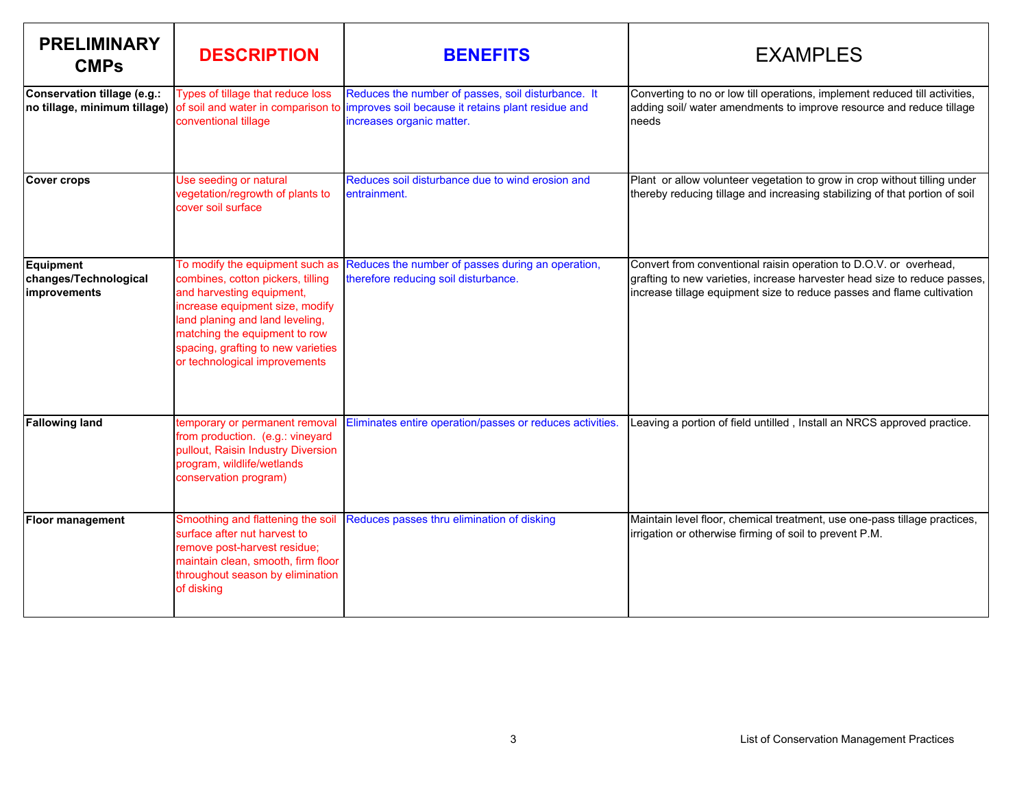| PRELIMINARY CMPs | DESCRIPTION | BENEFITS | EXAMPLES |
|---|---|---|---|
| **Conservation tillage (e.g.: no tillage, minimum tillage)** | Types of tillage that reduce loss of soil and water in comparison to conventional tillage | Reduces the number of passes, soil disturbance. It improves soil because it retains plant residue and increases organic matter. | Converting to no or low till operations, implement reduced till activities, adding soil/ water amendments to improve resource and reduce tillage needs |
| **Cover crops** | Use seeding or natural vegetation/regrowth of plants to cover soil surface | Reduces soil disturbance due to wind erosion and entrainment. | Plant or allow volunteer vegetation to grow in crop without tilling under thereby reducing tillage and increasing stabilizing of that portion of soil |
| **Equipment changes/Technological improvements** | To modify the equipment such as combines, cotton pickers, tilling and harvesting equipment, increase equipment size, modify land planing and land leveling, matching the equipment to row spacing, grafting to new varieties or technological improvements | Reduces the number of passes during an operation, therefore reducing soil disturbance. | Convert from conventional raisin operation to D.O.V. or overhead, grafting to new varieties, increase harvester head size to reduce passes, increase tillage equipment size to reduce passes and flame cultivation |
| **Fallowing land** | temporary or permanent removal from production. (e.g.: vineyard pullout, Raisin Industry Diversion program, wildlife/wetlands conservation program) | Eliminates entire operation/passes or reduces activities. | Leaving a portion of field untilled , Install an NRCS approved practice. |
| **Floor management** | Smoothing and flattening the soil surface after nut harvest to remove post-harvest residue; maintain clean, smooth, firm floor throughout season by elimination of disking | Reduces passes thru elimination of disking | Maintain level floor, chemical treatment, use one-pass tillage practices, irrigation or otherwise firming of soil to prevent P.M. |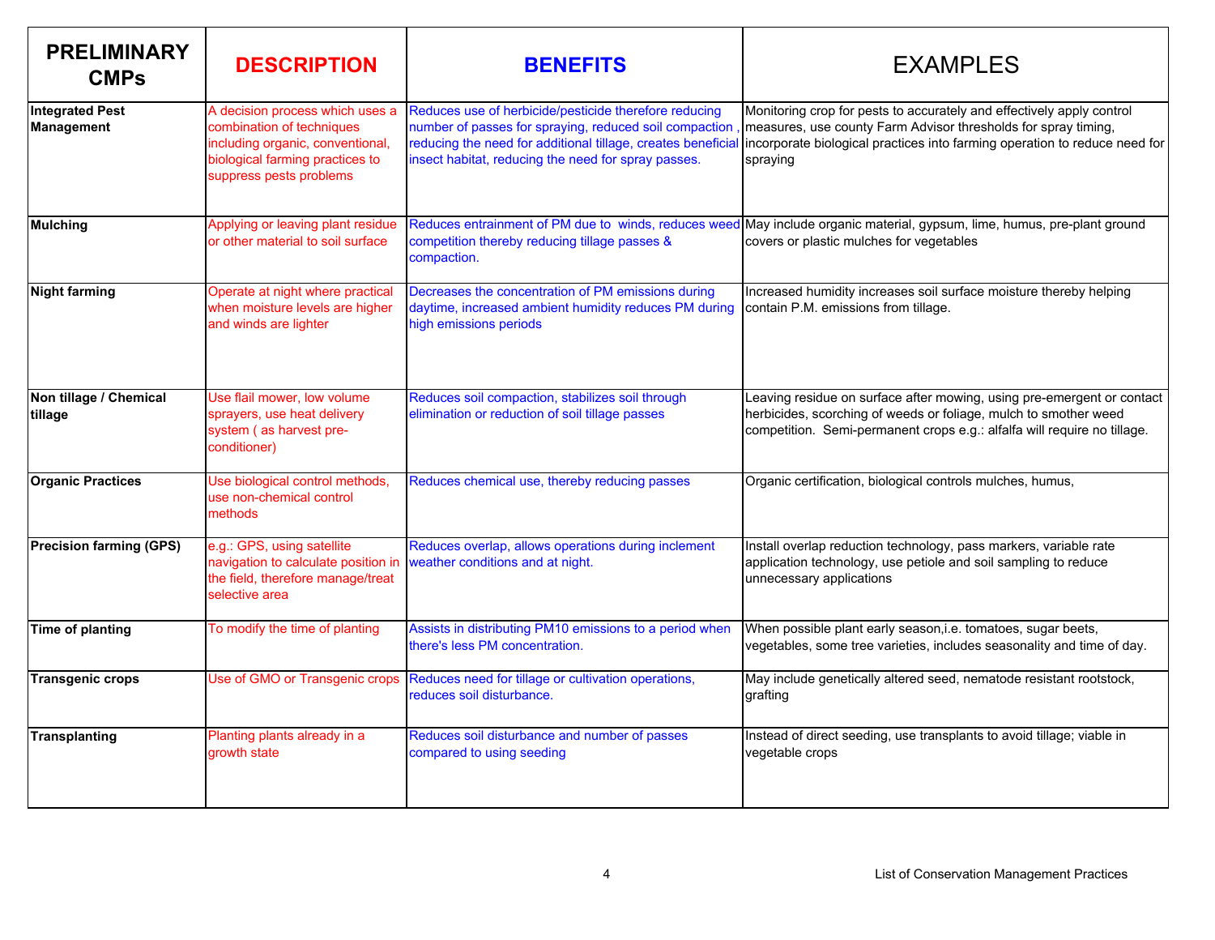| PRELIMINARY CMPs | DESCRIPTION | BENEFITS | EXAMPLES |
|---|---|---|---|
| **Integrated Pest Management** | A decision process which uses a combination of techniques including organic, conventional, biological farming practices to suppress pests problems | Reduces use of herbicide/pesticide therefore reducing number of passes for spraying, reduced soil compaction , reducing the need for additional tillage, creates beneficial insect habitat, reducing the need for spray passes. | Monitoring crop for pests to accurately and effectively apply control measures, use county Farm Advisor thresholds for spray timing, incorporate biological practices into farming operation to reduce need for spraying |
| **Mulching** | Applying or leaving plant residue or other material to soil surface | Reduces entrainment of PM due to winds, reduces weed competition thereby reducing tillage passes & compaction. | May include organic material, gypsum, lime, humus, pre-plant ground covers or plastic mulches for vegetables |
| **Night farming** | Operate at night where practical when moisture levels are higher and winds are lighter | Decreases the concentration of PM emissions during daytime, increased ambient humidity reduces PM during high emissions periods | Increased humidity increases soil surface moisture thereby helping contain P.M. emissions from tillage. |
| **Non tillage / Chemical tillage** | Use flail mower, low volume sprayers, use heat delivery system ( as harvest pre-conditioner) | Reduces soil compaction, stabilizes soil through elimination or reduction of soil tillage passes | Leaving residue on surface after mowing, using pre-emergent or contact herbicides, scorching of weeds or foliage, mulch to smother weed competition. Semi-permanent crops e.g.: alfalfa will require no tillage. |
| **Organic Practices** | Use biological control methods, use non-chemical control methods | Reduces chemical use, thereby reducing passes | Organic certification, biological controls mulches, humus, |
| **Precision farming (GPS)** | e.g.: GPS, using satellite navigation to calculate position in the field, therefore manage/treat selective area | Reduces overlap, allows operations during inclement weather conditions and at night. | Install overlap reduction technology, pass markers, variable rate application technology, use petiole and soil sampling to reduce unnecessary applications |
| **Time of planting** | To modify the time of planting | Assists in distributing PM10 emissions to a period when there's less PM concentration. | When possible plant early season,i.e. tomatoes, sugar beets, vegetables, some tree varieties, includes seasonality and time of day. |
| **Transgenic crops** | Use of GMO or Transgenic crops | Reduces need for tillage or cultivation operations, reduces soil disturbance. | May include genetically altered seed, nematode resistant rootstock, grafting |
| **Transplanting** | Planting plants already in a growth state | Reduces soil disturbance and number of passes compared to using seeding | Instead of direct seeding, use transplants to avoid tillage; viable in vegetable crops |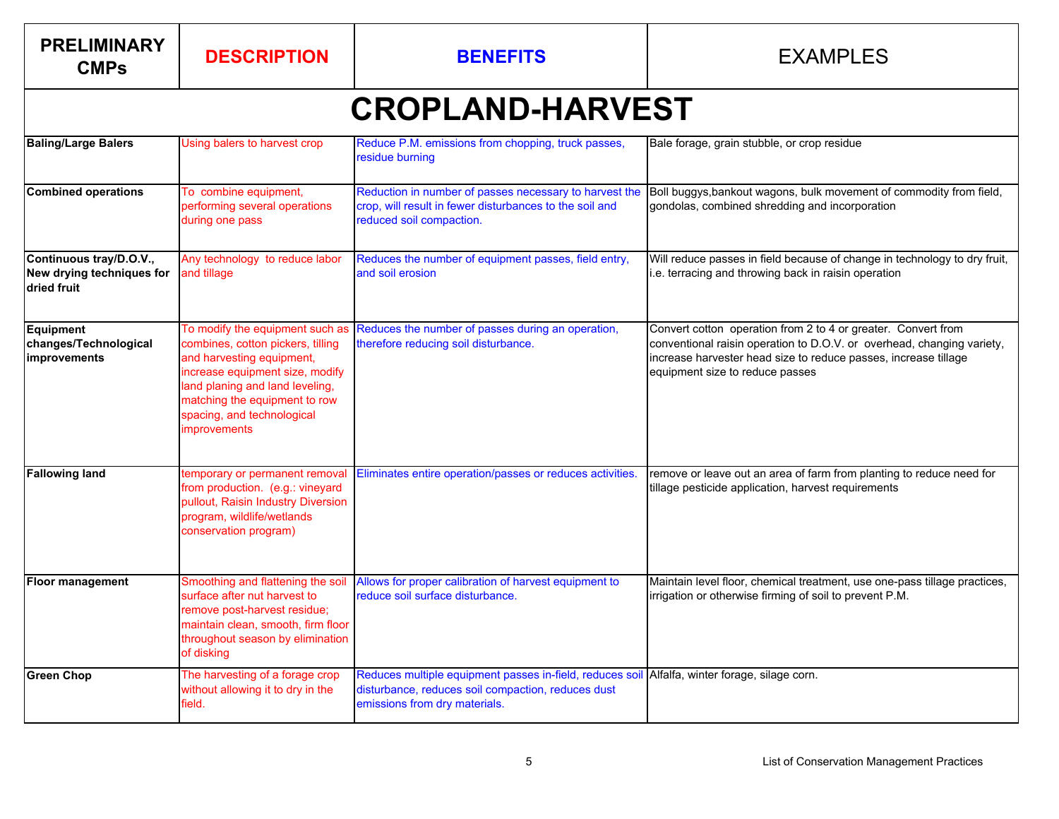| PRELIMINARY CMPs | DESCRIPTION | BENEFITS | EXAMPLES |
|---|---|---|---|
| **CROPLAND-HARVEST** | | | |
| **Baling/Large Balers** | Using balers to harvest crop | Reduce P.M. emissions from chopping, truck passes, residue burning | Bale forage, grain stubble, or crop residue |
| **Combined operations** | To combine equipment, performing several operations during one pass | Reduction in number of passes necessary to harvest the crop, will result in fewer disturbances to the soil and reduced soil compaction. | Boll buggys,bankout wagons, bulk movement of commodity from field, gondolas, combined shredding and incorporation |
| **Continuous tray/D.O.V., New drying techniques for dried fruit** | Any technology to reduce labor and tillage | Reduces the number of equipment passes, field entry, and soil erosion | Will reduce passes in field because of change in technology to dry fruit, i.e. terracing and throwing back in raisin operation |
| **Equipment changes/Technological improvements** | To modify the equipment such as combines, cotton pickers, tilling and harvesting equipment, increase equipment size, modify land planing and land leveling, matching the equipment to row spacing, and technological improvements | Reduces the number of passes during an operation, therefore reducing soil disturbance. | Convert cotton operation from 2 to 4 or greater. Convert from conventional raisin operation to D.O.V. or overhead, changing variety, increase harvester head size to reduce passes, increase tillage equipment size to reduce passes |
| **Fallowing land** | temporary or permanent removal from production. (e.g.: vineyard pullout, Raisin Industry Diversion program, wildlife/wetlands conservation program) | Eliminates entire operation/passes or reduces activities. | remove or leave out an area of farm from planting to reduce need for tillage pesticide application, harvest requirements |
| **Floor management** | Smoothing and flattening the soil surface after nut harvest to remove post-harvest residue; maintain clean, smooth, firm floor throughout season by elimination of disking | Allows for proper calibration of harvest equipment to reduce soil surface disturbance. | Maintain level floor, chemical treatment, use one-pass tillage practices, irrigation or otherwise firming of soil to prevent P.M. |
| **Green Chop** | The harvesting of a forage crop without allowing it to dry in the field. | Reduces multiple equipment passes in-field, reduces soil disturbance, reduces soil compaction, reduces dust emissions from dry materials. | Alfalfa, winter forage, silage corn. |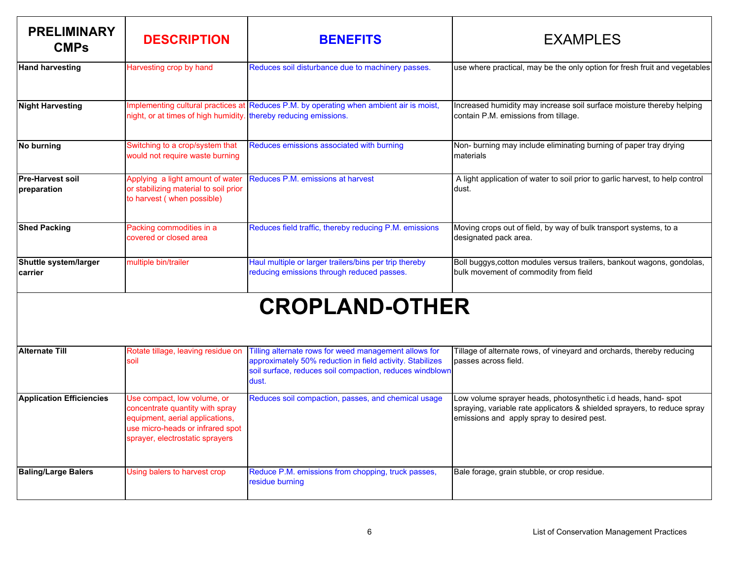| PRELIMINARY CMPs | DESCRIPTION | BENEFITS | EXAMPLES |
|---|---|---|---|
| **Hand harvesting** | Harvesting crop by hand | Reduces soil disturbance due to machinery passes. | use where practical, may be the only option for fresh fruit and vegetables |
| **Night Harvesting** | Implementing cultural practices at night, or at times of high humidity. | Reduces P.M. by operating when ambient air is moist, thereby reducing emissions. | Increased humidity may increase soil surface moisture thereby helping contain P.M. emissions from tillage. |
| **No burning** | Switching to a crop/system that would not require waste burning | Reduces emissions associated with burning | Non- burning may include eliminating burning of paper tray drying materials |
| **Pre-Harvest soil preparation** | Applying a light amount of water or stabilizing material to soil prior to harvest ( when possible) | Reduces P.M. emissions at harvest | A light application of water to soil prior to garlic harvest, to help control dust. |
| **Shed Packing** | Packing commodities in a covered or closed area | Reduces field traffic, thereby reducing P.M. emissions | Moving crops out of field, by way of bulk transport systems, to a designated pack area. |
| **Shuttle system/larger carrier** | multiple bin/trailer | Haul multiple or larger trailers/bins per trip thereby reducing emissions through reduced passes. | Boll buggys,cotton modules versus trailers, bankout wagons, gondolas, bulk movement of commodity from field |
| **CROPLAND-OTHER** | | | |
| **Alternate Till** | Rotate tillage, leaving residue on soil | Tilling alternate rows for weed management allows for approximately 50% reduction in field activity. Stabilizes soil surface, reduces soil compaction, reduces windblown dust. | Tillage of alternate rows, of vineyard and orchards, thereby reducing passes across field. |
| **Application Efficiencies** | Use compact, low volume, or concentrate quantity with spray equipment, aerial applications, use micro-heads or infrared spot sprayer, electrostatic sprayers | Reduces soil compaction, passes, and chemical usage | Low volume sprayer heads, photosynthetic i.d heads, hand- spot spraying, variable rate applicators & shielded sprayers, to reduce spray emissions and apply spray to desired pest. |
| **Baling/Large Balers** | Using balers to harvest crop | Reduce P.M. emissions from chopping, truck passes, residue burning | Bale forage, grain stubble, or crop residue. |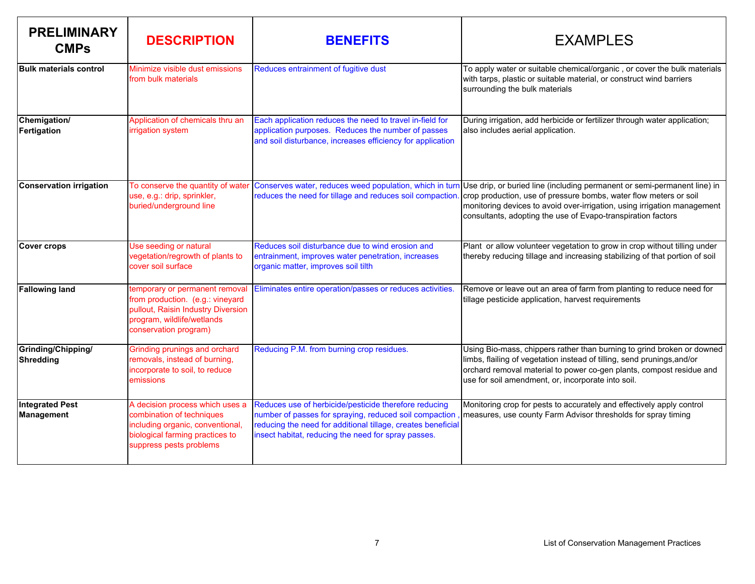| PRELIMINARY CMPs | DESCRIPTION | BENEFITS | EXAMPLES |
|---|---|---|---|
| **Bulk materials control** | Minimize visible dust emissions from bulk materials | Reduces entrainment of fugitive dust | To apply water or suitable chemical/organic , or cover the bulk materials with tarps, plastic or suitable material, or construct wind barriers surrounding the bulk materials |
| **Chemigation/ Fertigation** | Application of chemicals thru an irrigation system | Each application reduces the need to travel in-field for application purposes. Reduces the number of passes and soil disturbance, increases efficiency for application | During irrigation, add herbicide or fertilizer through water application; also includes aerial application. |
| **Conservation irrigation** | To conserve the quantity of water use, e.g.: drip, sprinkler, buried/underground line | Conserves water, reduces weed population, which in turn reduces the need for tillage and reduces soil compaction. | Use drip, or buried line (including permanent or semi-permanent line) in crop production, use of pressure bombs, water flow meters or soil monitoring devices to avoid over-irrigation, using irrigation management consultants, adopting the use of Evapo-transpiration factors |
| **Cover crops** | Use seeding or natural vegetation/regrowth of plants to cover soil surface | Reduces soil disturbance due to wind erosion and entrainment, improves water penetration, increases organic matter, improves soil tilth | Plant or allow volunteer vegetation to grow in crop without tilling under thereby reducing tillage and increasing stabilizing of that portion of soil |
| **Fallowing land** | temporary or permanent removal from production. (e.g.: vineyard pullout, Raisin Industry Diversion program, wildlife/wetlands conservation program) | Eliminates entire operation/passes or reduces activities. | Remove or leave out an area of farm from planting to reduce need for tillage pesticide application, harvest requirements |
| **Grinding/Chipping/ Shredding** | Grinding prunings and orchard removals, instead of burning, incorporate to soil, to reduce emissions | Reducing P.M. from burning crop residues. | Using Bio-mass, chippers rather than burning to grind broken or downed limbs, flailing of vegetation instead of tilling, send prunings,and/or orchard removal material to power co-gen plants, compost residue and use for soil amendment, or, incorporate into soil. |
| **Integrated Pest Management** | A decision process which uses a combination of techniques including organic, conventional, biological farming practices to suppress pests problems | Reduces use of herbicide/pesticide therefore reducing number of passes for spraying, reduced soil compaction , reducing the need for additional tillage, creates beneficial insect habitat, reducing the need for spray passes. | Monitoring crop for pests to accurately and effectively apply control measures, use county Farm Advisor thresholds for spray timing |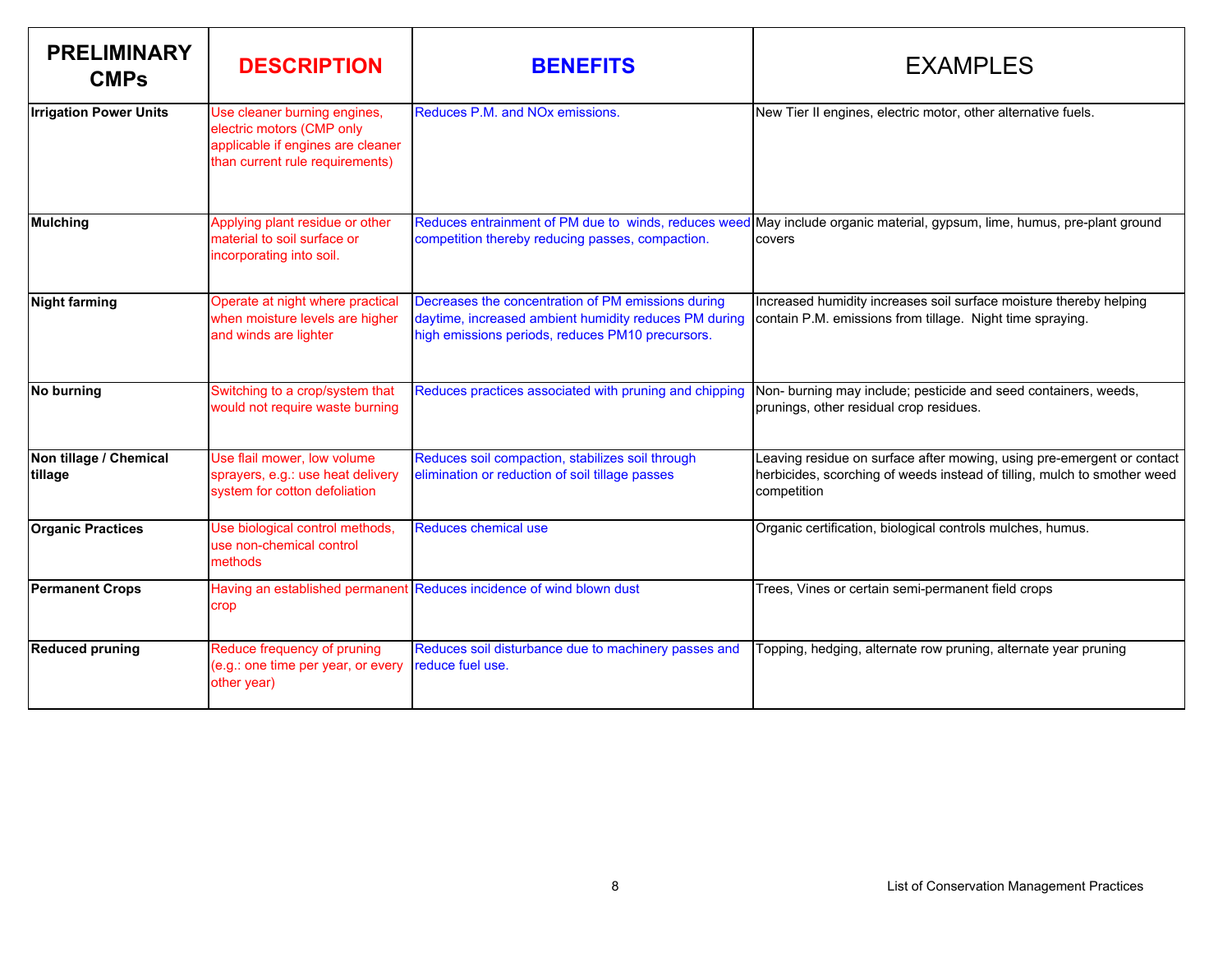| PRELIMINARY CMPs | DESCRIPTION | BENEFITS | EXAMPLES |
|---|---|---|---|
| **Irrigation Power Units** | Use cleaner burning engines, electric motors (CMP only applicable if engines are cleaner than current rule requirements) | Reduces P.M. and NOx emissions. | New Tier II engines, electric motor, other alternative fuels. |
| **Mulching** | Applying plant residue or other material to soil surface or incorporating into soil. | Reduces entrainment of PM due to winds, reduces weed competition thereby reducing passes, compaction. | May include organic material, gypsum, lime, humus, pre-plant ground covers |
| **Night farming** | Operate at night where practical when moisture levels are higher and winds are lighter | Decreases the concentration of PM emissions during daytime, increased ambient humidity reduces PM during high emissions periods, reduces PM10 precursors. | Increased humidity increases soil surface moisture thereby helping contain P.M. emissions from tillage. Night time spraying. |
| **No burning** | Switching to a crop/system that would not require waste burning | Reduces practices associated with pruning and chipping | Non- burning may include; pesticide and seed containers, weeds, prunings, other residual crop residues. |
| **Non tillage / Chemical tillage** | Use flail mower, low volume sprayers, e.g.: use heat delivery system for cotton defoliation | Reduces soil compaction, stabilizes soil through elimination or reduction of soil tillage passes | Leaving residue on surface after mowing, using pre-emergent or contact herbicides, scorching of weeds instead of tilling, mulch to smother weed competition |
| **Organic Practices** | Use biological control methods, use non-chemical control methods | Reduces chemical use | Organic certification, biological controls mulches, humus. |
| **Permanent Crops** | Having an established permanent crop | Reduces incidence of wind blown dust | Trees, Vines or certain semi-permanent field crops |
| **Reduced pruning** | Reduce frequency of pruning (e.g.: one time per year, or every other year) | Reduces soil disturbance due to machinery passes and reduce fuel use. | Topping, hedging, alternate row pruning, alternate year pruning |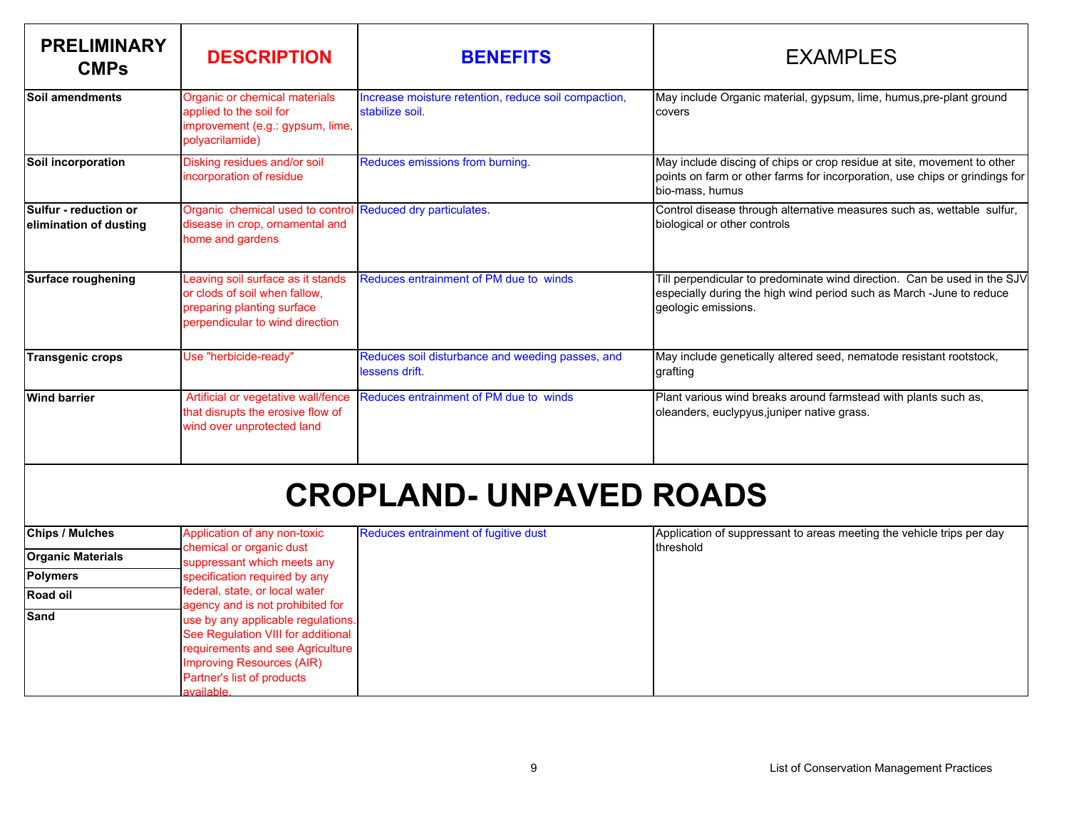| PRELIMINARY CMPs | DESCRIPTION | BENEFITS | EXAMPLES |
|---|---|---|---|
| **Soil amendments** | Organic or chemical materials applied to the soil for improvement (e.g.: gypsum, lime, polyacrilamide) | Increase moisture retention, reduce soil compaction, stabilize soil. | May include Organic material, gypsum, lime, humus,pre-plant ground covers |
| **Soil incorporation** | Disking residues and/or soil incorporation of residue | Reduces emissions from burning. | May include discing of chips or crop residue at site, movement to other points on farm or other farms for incorporation, use chips or grindings for bio-mass, humus |
| **Sulfur - reduction or elimination of dusting** | Organic chemical used to control disease in crop, ornamental and home and gardens | Reduced dry particulates. | Control disease through alternative measures such as, wettable sulfur, biological or other controls |
| **Surface roughening** | Leaving soil surface as it stands or clods of soil when fallow, preparing planting surface perpendicular to wind direction | Reduces entrainment of PM due to winds | Till perpendicular to predominate wind direction. Can be used in the SJV especially during the high wind period such as March -June to reduce geologic emissions. |
| **Transgenic crops** | Use "herbicide-ready" | Reduces soil disturbance and weeding passes, and lessens drift. | May include genetically altered seed, nematode resistant rootstock, grafting |
| **Wind barrier** | Artificial or vegetative wall/fence that disrupts the erosive flow of wind over unprotected land | Reduces entrainment of PM due to winds | Plant various wind breaks around farmstead with plants such as, oleanders, euclypyus,juniper native grass. |

# CROPLAND- UNPAVED ROADS

| PRELIMINARY CMPs | DESCRIPTION | BENEFITS | EXAMPLES |
|---|---|---|---|
| **Chips / Mulches**<br>**Organic Materials**<br>**Polymers**<br>**Road oil**<br>**Sand** | Application of any non-toxic chemical or organic dust suppressant which meets any specification required by any federal, state, or local water agency and is not prohibited for use by any applicable regulations. See Regulation VIII for additional requirements and see Agriculture Improving Resources (AIR) Partner's list of products available. | Reduces entrainment of fugitive dust | Application of suppressant to areas meeting the vehicle trips per day threshold |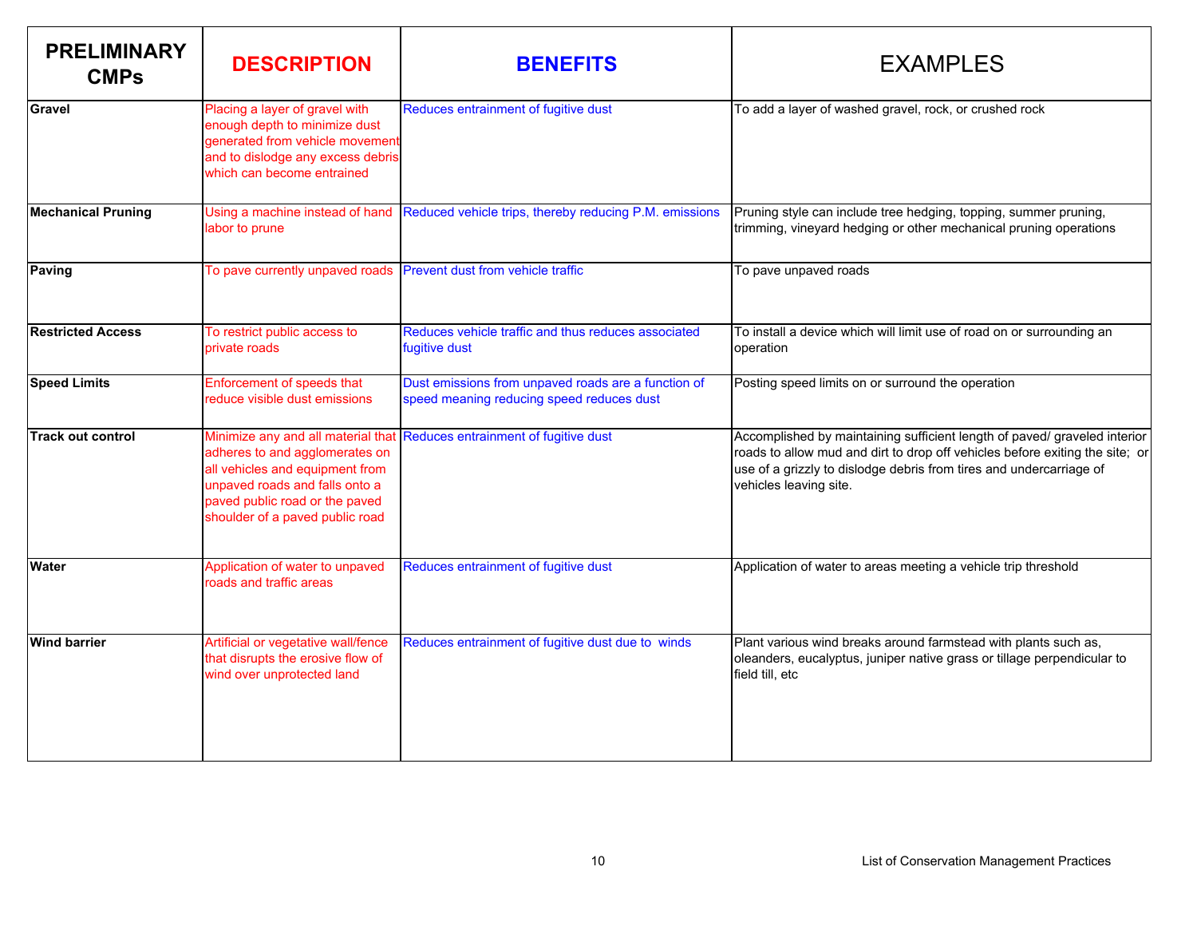| PRELIMINARY CMPs | DESCRIPTION | BENEFITS | EXAMPLES |
| --- | --- | --- | --- |
| **Gravel** | Placing a layer of gravel with enough depth to minimize dust generated from vehicle movement and to dislodge any excess debris which can become entrained | Reduces entrainment of fugitive dust | To add a layer of washed gravel, rock, or crushed rock |
| **Mechanical Pruning** | Using a machine instead of hand labor to prune | Reduced vehicle trips, thereby reducing P.M. emissions | Pruning style can include tree hedging, topping, summer pruning, trimming, vineyard hedging or other mechanical pruning operations |
| **Paving** | To pave currently unpaved roads | Prevent dust from vehicle traffic | To pave unpaved roads |
| **Restricted Access** | To restrict public access to private roads | Reduces vehicle traffic and thus reduces associated fugitive dust | To install a device which will limit use of road on or surrounding an operation |
| **Speed Limits** | Enforcement of speeds that reduce visible dust emissions | Dust emissions from unpaved roads are a function of speed meaning reducing speed reduces dust | Posting speed limits on or surround the operation |
| **Track out control** | Minimize any and all material that adheres to and agglomerates on all vehicles and equipment from unpaved roads and falls onto a paved public road or the paved shoulder of a paved public road | Reduces entrainment of fugitive dust | Accomplished by maintaining sufficient length of paved/ graveled interior roads to allow mud and dirt to drop off vehicles before exiting the site; or use of a grizzly to dislodge debris from tires and undercarriage of vehicles leaving site. |
| **Water** | Application of water to unpaved roads and traffic areas | Reduces entrainment of fugitive dust | Application of water to areas meeting a vehicle trip threshold |
| **Wind barrier** | Artificial or vegetative wall/fence that disrupts the erosive flow of wind over unprotected land | Reduces entrainment of fugitive dust due to winds | Plant various wind breaks around farmstead with plants such as, oleanders, eucalyptus, juniper native grass or tillage perpendicular to field till, etc |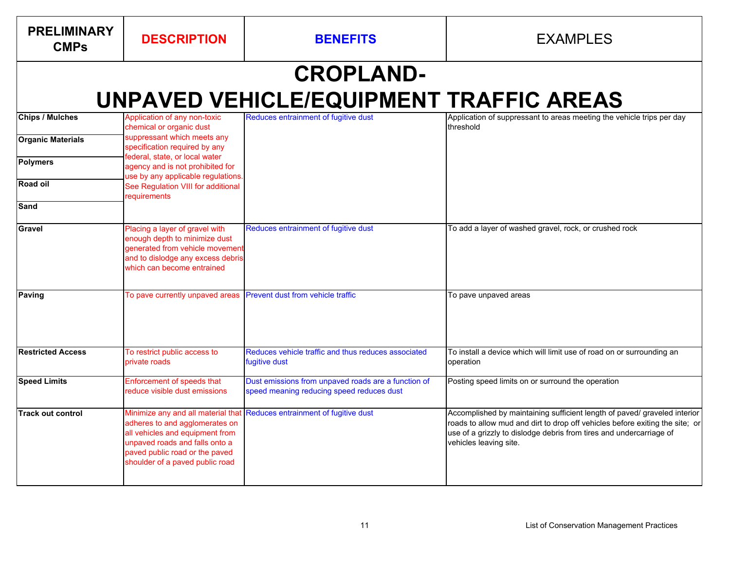| PRELIMINARY CMPs | DESCRIPTION | BENEFITS | EXAMPLES |
|---|---|---|---|
| **CROPLAND- UNPAVED VEHICLE/EQUIPMENT TRAFFIC AREAS** | | | |
| **Chips / Mulches**<br>**Organic Materials**<br>**Polymers**<br>**Road oil**<br>**Sand** | Application of any non-toxic chemical or organic dust suppressant which meets any specification required by any federal, state, or local water agency and is not prohibited for use by any applicable regulations. See Regulation VIII for additional requirements | Reduces entrainment of fugitive dust | Application of suppressant to areas meeting the vehicle trips per day threshold |
| **Gravel** | Placing a layer of gravel with enough depth to minimize dust generated from vehicle movement and to dislodge any excess debris which can become entrained | Reduces entrainment of fugitive dust | To add a layer of washed gravel, rock, or crushed rock |
| **Paving** | To pave currently unpaved areas | Prevent dust from vehicle traffic | To pave unpaved areas |
| **Restricted Access** | To restrict public access to private roads | Reduces vehicle traffic and thus reduces associated fugitive dust | To install a device which will limit use of road on or surrounding an operation |
| **Speed Limits** | Enforcement of speeds that reduce visible dust emissions | Dust emissions from unpaved roads are a function of speed meaning reducing speed reduces dust | Posting speed limits on or surround the operation |
| **Track out control** | Minimize any and all material that adheres to and agglomerates on all vehicles and equipment from unpaved roads and falls onto a paved public road or the paved shoulder of a paved public road | Reduces entrainment of fugitive dust | Accomplished by maintaining sufficient length of paved/ graveled interior roads to allow mud and dirt to drop off vehicles before exiting the site; or use of a grizzly to dislodge debris from tires and undercarriage of vehicles leaving site. |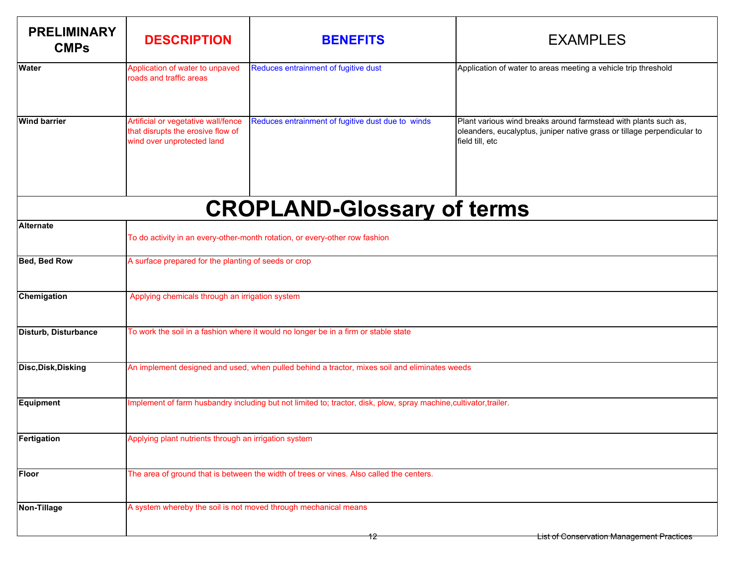| PRELIMINARY CMPs | DESCRIPTION | BENEFITS | EXAMPLES |
|---|---|---|---|
| Water | Application of water to unpaved roads and traffic areas | Reduces entrainment of fugitive dust | Application of water to areas meeting a vehicle trip threshold |
| Wind barrier | Artificial or vegetative wall/fence that disrupts the erosive flow of wind over unprotected land | Reduces entrainment of fugitive dust due to winds | Plant various wind breaks around farmstead with plants such as, oleanders, eucalyptus, juniper native grass or tillage perpendicular to field till, etc |

# CROPLAND-Glossary of terms

| Term | Definition |
|---|---|
| Alternate | To do activity in an every-other-month rotation, or every-other row fashion |
| Bed, Bed Row | A surface prepared for the planting of seeds or crop |
| Chemigation | Applying chemicals through an irrigation system |
| Disturb, Disturbance | To work the soil in a fashion where it would no longer be in a firm or stable state |
| Disc,Disk,Disking | An implement designed and used, when pulled behind a tractor, mixes soil and eliminates weeds |
| Equipment | Implement of farm husbandry including but not limited to; tractor, disk, plow, spray machine,cultivator,trailer. |
| Fertigation | Applying plant nutrients through an irrigation system |
| Floor | The area of ground that is between the width of trees or vines. Also called the centers. |
| Non-Tillage | A system whereby the soil is not moved through mechanical means |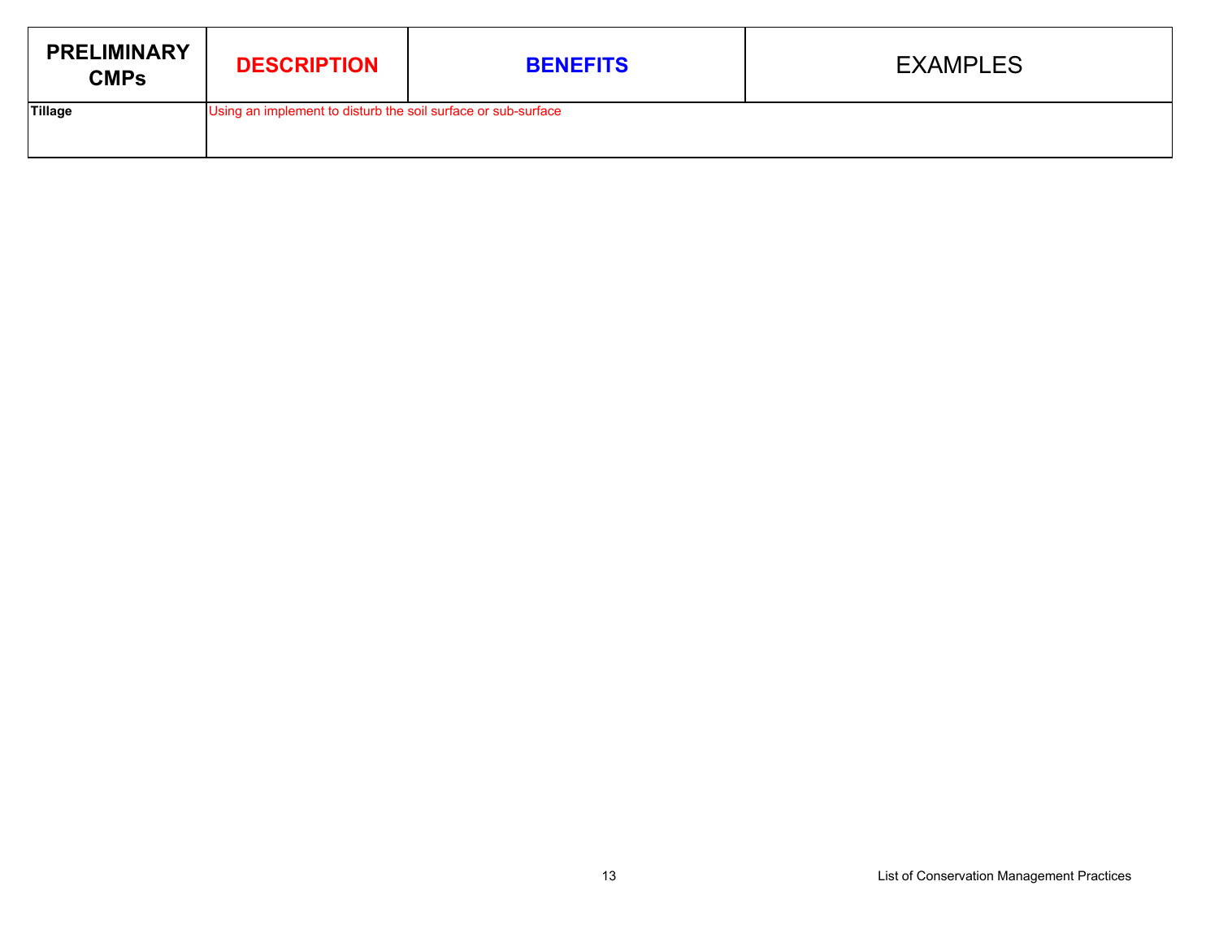| PRELIMINARY CMPs | DESCRIPTION | BENEFITS | EXAMPLES |
| --- | --- | --- | --- |
| **Tillage** | Using an implement to disturb the soil surface or sub-surface | | |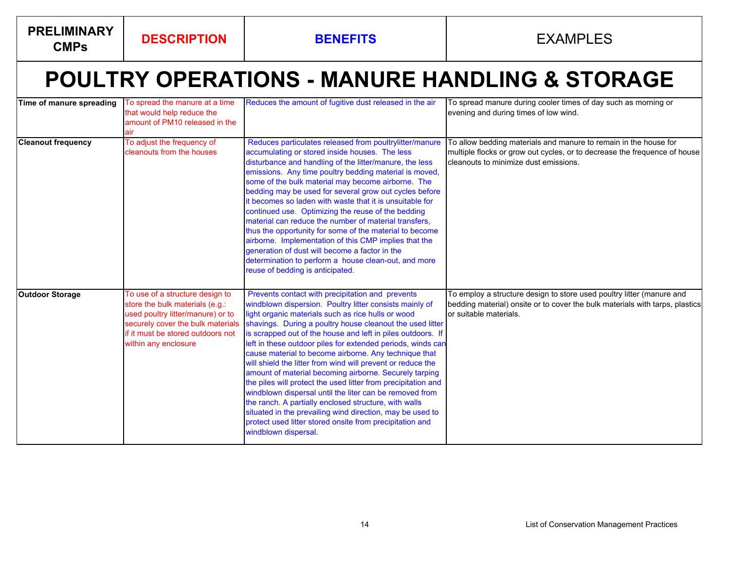| PRELIMINARY CMPs | DESCRIPTION | BENEFITS | EXAMPLES |
|---|---|---|---|
| **POULTRY OPERATIONS - MANURE HANDLING & STORAGE** | | | |
| **Time of manure spreading** | To spread the manure at a time that would help reduce the amount of PM10 released in the air | Reduces the amount of fugitive dust released in the air | To spread manure during cooler times of day such as morning or evening and during times of low wind. |
| **Cleanout frequency** | To adjust the frequency of cleanouts from the houses | Reduces particulates released from poultrylitter/manure accumulating or stored inside houses. The less disturbance and handling of the litter/manure, the less emissions. Any time poultry bedding material is moved, some of the bulk material may become airborne. The bedding may be used for several grow out cycles before it becomes so laden with waste that it is unsuitable for continued use. Optimizing the reuse of the bedding material can reduce the number of material transfers, thus the opportunity for some of the material to become airborne. Implementation of this CMP implies that the generation of dust will become a factor in the determination to perform a house clean-out, and more reuse of bedding is anticipated. | To allow bedding materials and manure to remain in the house for multiple flocks or grow out cycles, or to decrease the frequence of house cleanouts to minimize dust emissions. |
| **Outdoor Storage** | To use of a structure design to store the bulk materials (e.g.: used poultry litter/manure) or to securely cover the bulk materials if it must be stored outdoors not within any enclosure | Prevents contact with precipitation and prevents windblown dispersion. Poultry litter consists mainly of light organic materials such as rice hulls or wood shavings. During a poultry house cleanout the used litter is scrapped out of the house and left in piles outdoors. If left in these outdoor piles for extended periods, winds can cause material to become airborne. Any technique that will shield the litter from wind will prevent or reduce the amount of material becoming airborne. Securely tarping the piles will protect the used litter from precipitation and windblown dispersal until the liter can be removed from the ranch. A partially enclosed structure, with walls situated in the prevailing wind direction, may be used to protect used litter stored onsite from precipitation and windblown dispersal. | To employ a structure design to store used poultry litter (manure and bedding material) onsite or to cover the bulk materials with tarps, plastics or suitable materials. |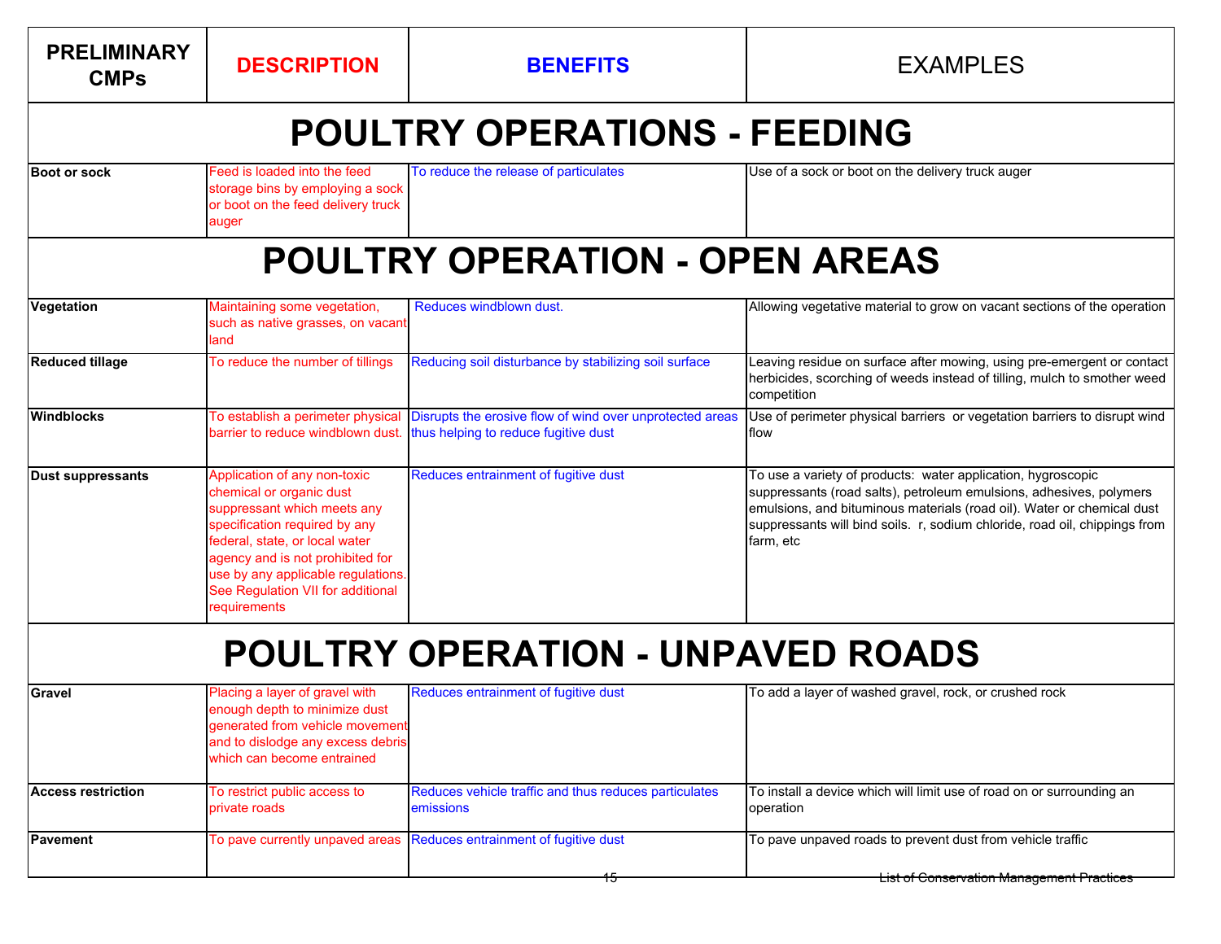| PRELIMINARY CMPs | DESCRIPTION | BENEFITS | EXAMPLES |
|---|---|---|---|
| **POULTRY OPERATIONS - FEEDING** | | | |
| **Boot or sock** | Feed is loaded into the feed storage bins by employing a sock or boot on the feed delivery truck auger | To reduce the release of particulates | Use of a sock or boot on the delivery truck auger |
| **POULTRY OPERATION - OPEN AREAS** | | | |
| **Vegetation** | Maintaining some vegetation, such as native grasses, on vacant land | Reduces windblown dust. | Allowing vegetative material to grow on vacant sections of the operation |
| **Reduced tillage** | To reduce the number of tillings | Reducing soil disturbance by stabilizing soil surface | Leaving residue on surface after mowing, using pre-emergent or contact herbicides, scorching of weeds instead of tilling, mulch to smother weed competition |
| **Windblocks** | To establish a perimeter physical barrier to reduce windblown dust. | Disrupts the erosive flow of wind over unprotected areas thus helping to reduce fugitive dust | Use of perimeter physical barriers or vegetation barriers to disrupt wind flow |
| **Dust suppressants** | Application of any non-toxic chemical or organic dust suppressant which meets any specification required by any federal, state, or local water agency and is not prohibited for use by any applicable regulations. See Regulation VII for additional requirements | Reduces entrainment of fugitive dust | To use a variety of products: water application, hygroscopic suppressants (road salts), petroleum emulsions, adhesives, polymers emulsions, and bituminous materials (road oil). Water or chemical dust suppressants will bind soils. r, sodium chloride, road oil, chippings from farm, etc |
| **POULTRY OPERATION - UNPAVED ROADS** | | | |
| **Gravel** | Placing a layer of gravel with enough depth to minimize dust generated from vehicle movement and to dislodge any excess debris which can become entrained | Reduces entrainment of fugitive dust | To add a layer of washed gravel, rock, or crushed rock |
| **Access restriction** | To restrict public access to private roads | Reduces vehicle traffic and thus reduces particulates emissions | To install a device which will limit use of road on or surrounding an operation |
| **Pavement** | To pave currently unpaved areas | Reduces entrainment of fugitive dust | To pave unpaved roads to prevent dust from vehicle traffic |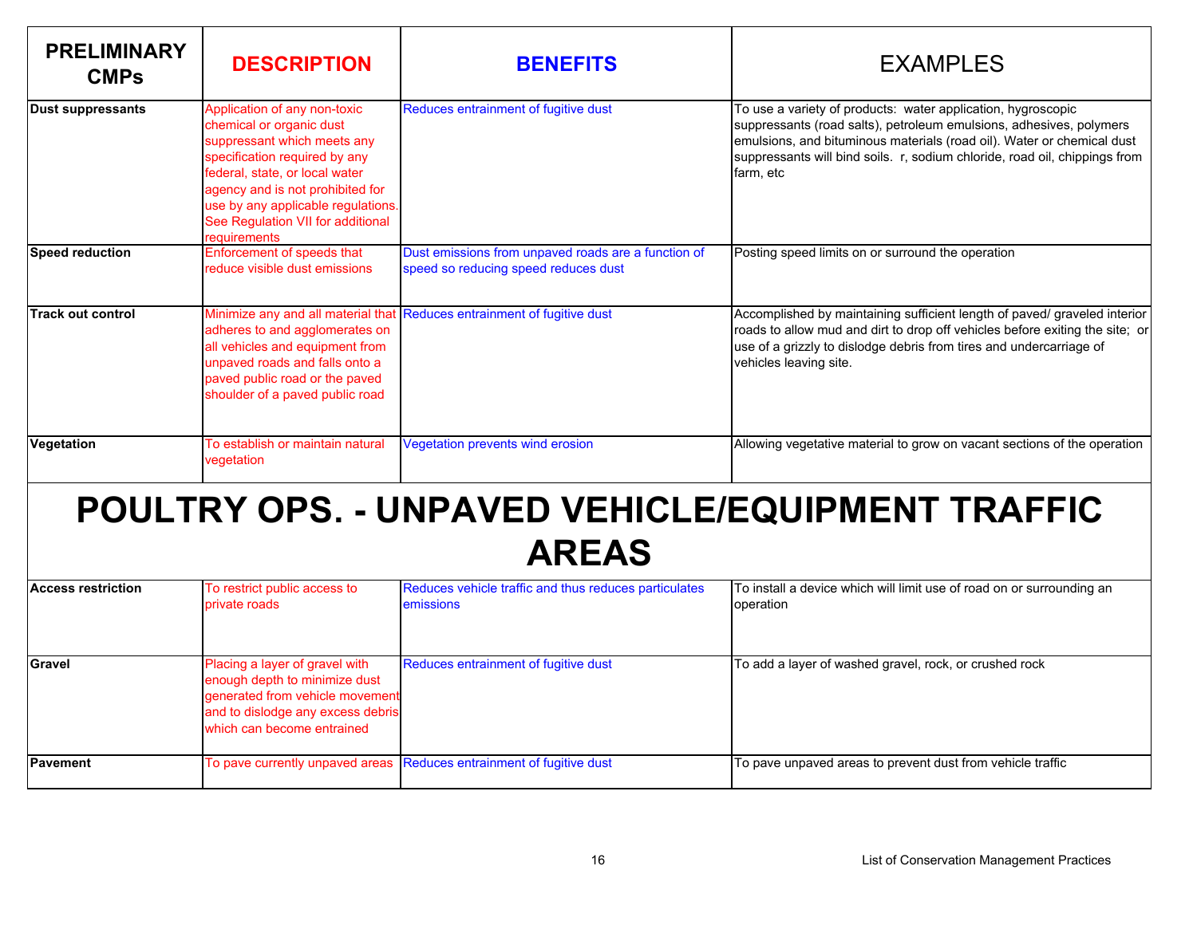| PRELIMINARY CMPs | DESCRIPTION | BENEFITS | EXAMPLES |
|---|---|---|---|
| **Dust suppressants** | Application of any non-toxic chemical or organic dust suppressant which meets any specification required by any federal, state, or local water agency and is not prohibited for use by any applicable regulations. See Regulation VII for additional requirements | Reduces entrainment of fugitive dust | To use a variety of products: water application, hygroscopic suppressants (road salts), petroleum emulsions, adhesives, polymers emulsions, and bituminous materials (road oil). Water or chemical dust suppressants will bind soils. r, sodium chloride, road oil, chippings from farm, etc |
| **Speed reduction** | Enforcement of speeds that reduce visible dust emissions | Dust emissions from unpaved roads are a function of speed so reducing speed reduces dust | Posting speed limits on or surround the operation |
| **Track out control** | Minimize any and all material that adheres to and agglomerates on all vehicles and equipment from unpaved roads and falls onto a paved public road or the paved shoulder of a paved public road | Reduces entrainment of fugitive dust | Accomplished by maintaining sufficient length of paved/ graveled interior roads to allow mud and dirt to drop off vehicles before exiting the site; or use of a grizzly to dislodge debris from tires and undercarriage of vehicles leaving site. |
| **Vegetation** | To establish or maintain natural vegetation | Vegetation prevents wind erosion | Allowing vegetative material to grow on vacant sections of the operation |

# POULTRY OPS. - UNPAVED VEHICLE/EQUIPMENT TRAFFIC AREAS

| PRELIMINARY CMPs | DESCRIPTION | BENEFITS | EXAMPLES |
|---|---|---|---|
| **Access restriction** | To restrict public access to private roads | Reduces vehicle traffic and thus reduces particulates emissions | To install a device which will limit use of road on or surrounding an operation |
| **Gravel** | Placing a layer of gravel with enough depth to minimize dust generated from vehicle movement and to dislodge any excess debris which can become entrained | Reduces entrainment of fugitive dust | To add a layer of washed gravel, rock, or crushed rock |
| **Pavement** | To pave currently unpaved areas | Reduces entrainment of fugitive dust | To pave unpaved areas to prevent dust from vehicle traffic |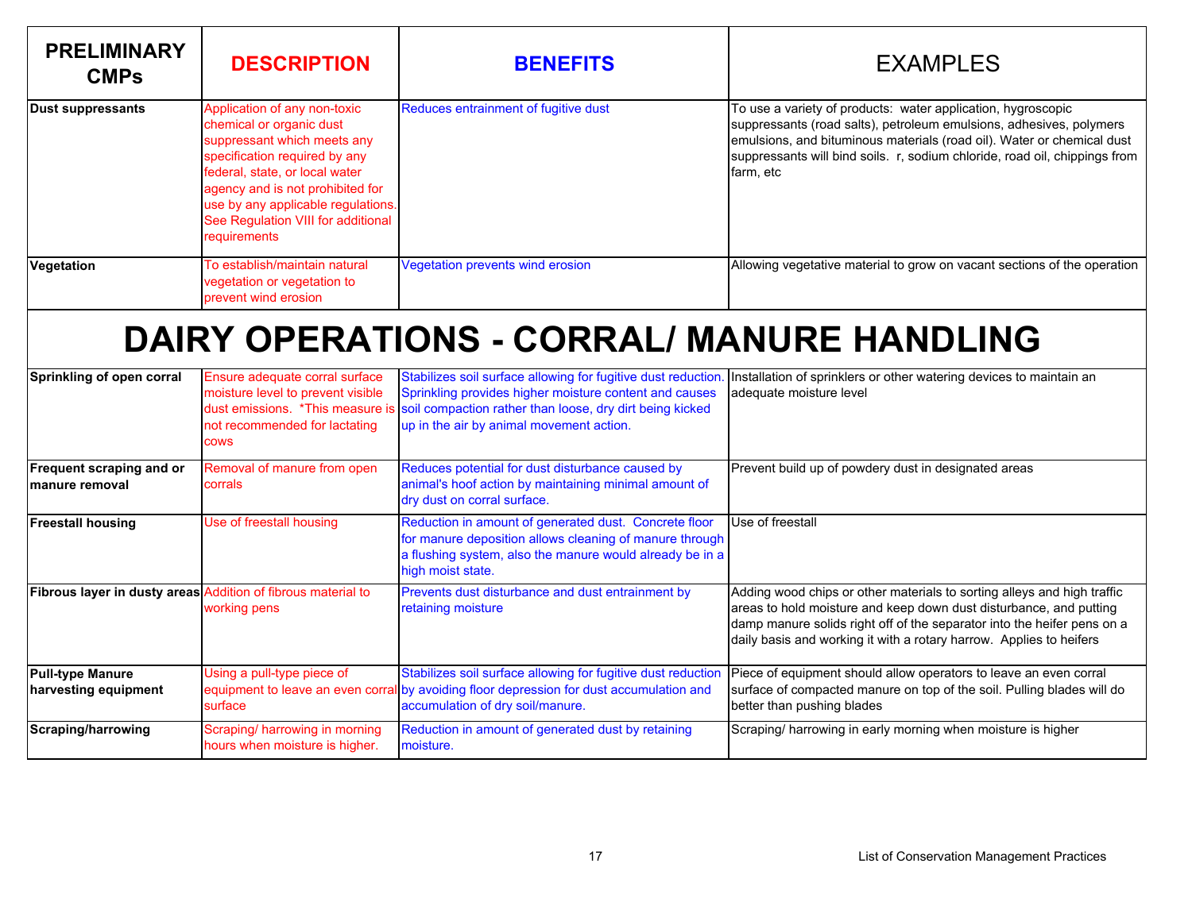| PRELIMINARY CMPs | DESCRIPTION | BENEFITS | EXAMPLES |
|---|---|---|---|
| **Dust suppressants** | Application of any non-toxic chemical or organic dust suppressant which meets any specification required by any federal, state, or local water agency and is not prohibited for use by any applicable regulations. See Regulation VIII for additional requirements | Reduces entrainment of fugitive dust | To use a variety of products: water application, hygroscopic suppressants (road salts), petroleum emulsions, adhesives, polymers emulsions, and bituminous materials (road oil). Water or chemical dust suppressants will bind soils. r, sodium chloride, road oil, chippings from farm, etc |
| **Vegetation** | To establish/maintain natural vegetation or vegetation to prevent wind erosion | Vegetation prevents wind erosion | Allowing vegetative material to grow on vacant sections of the operation |

# DAIRY OPERATIONS - CORRAL/ MANURE HANDLING

| PRELIMINARY CMPs | DESCRIPTION | BENEFITS | EXAMPLES |
|---|---|---|---|
| **Sprinkling of open corral** | Ensure adequate corral surface moisture level to prevent visible dust emissions. *This measure is not recommended for lactating cows | Stabilizes soil surface allowing for fugitive dust reduction. Sprinkling provides higher moisture content and causes soil compaction rather than loose, dry dirt being kicked up in the air by animal movement action. | Installation of sprinklers or other watering devices to maintain an adequate moisture level |
| **Frequent scraping and or manure removal** | Removal of manure from open corrals | Reduces potential for dust disturbance caused by animal's hoof action by maintaining minimal amount of dry dust on corral surface. | Prevent build up of powdery dust in designated areas |
| **Freestall housing** | Use of freestall housing | Reduction in amount of generated dust. Concrete floor for manure deposition allows cleaning of manure through a flushing system, also the manure would already be in a high moist state. | Use of freestall |
| **Fibrous layer in dusty areas** | Addition of fibrous material to working pens | Prevents dust disturbance and dust entrainment by retaining moisture | Adding wood chips or other materials to sorting alleys and high traffic areas to hold moisture and keep down dust disturbance, and putting damp manure solids right off of the separator into the heifer pens on a daily basis and working it with a rotary harrow. Applies to heifers |
| **Pull-type Manure harvesting equipment** | Using a pull-type piece of equipment to leave an even corral surface | Stabilizes soil surface allowing for fugitive dust reduction by avoiding floor depression for dust accumulation and accumulation of dry soil/manure. | Piece of equipment should allow operators to leave an even corral surface of compacted manure on top of the soil. Pulling blades will do better than pushing blades |
| **Scraping/harrowing** | Scraping/ harrowing in morning hours when moisture is higher. | Reduction in amount of generated dust by retaining moisture. | Scraping/ harrowing in early morning when moisture is higher |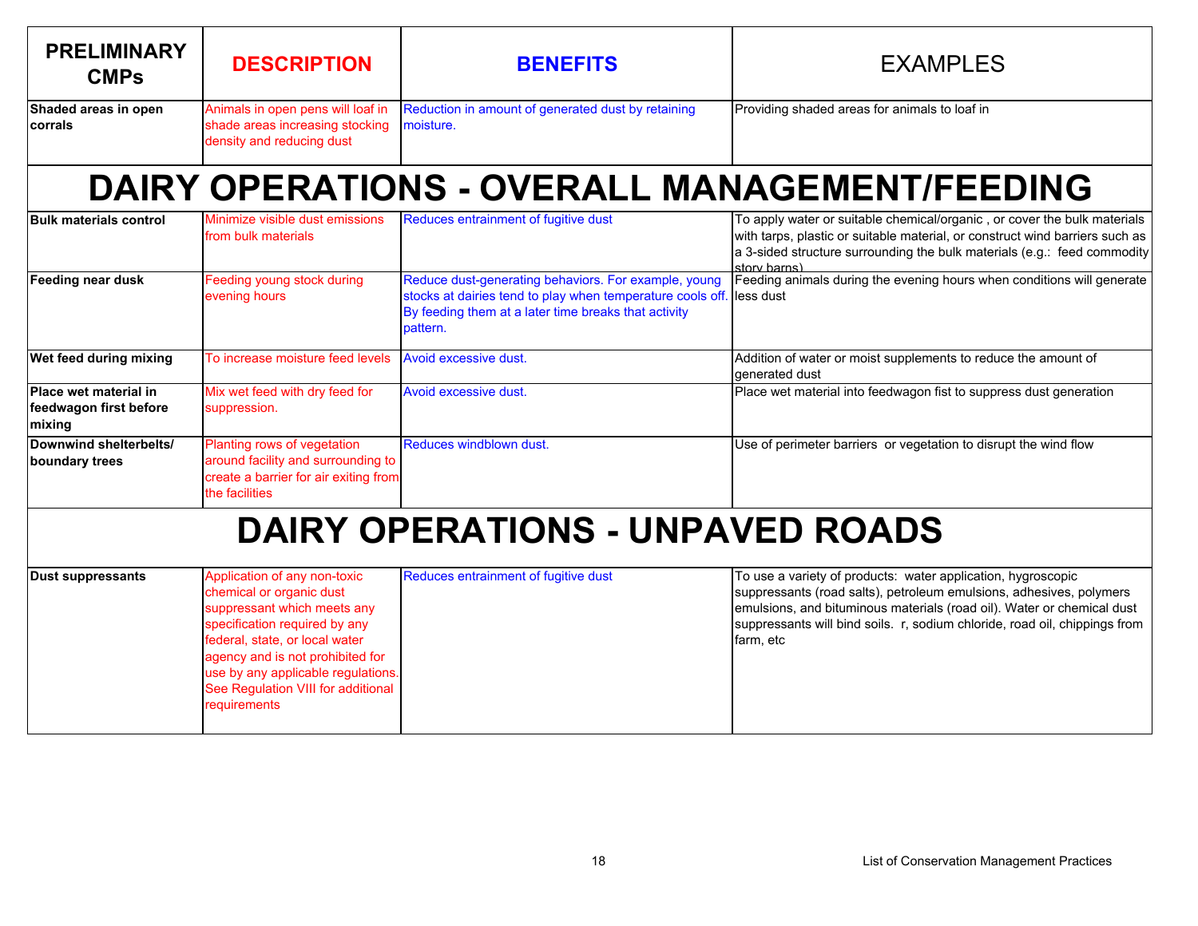| PRELIMINARY CMPs | DESCRIPTION | BENEFITS | EXAMPLES |
|---|---|---|---|
| **Shaded areas in open corrals** | Animals in open pens will loaf in shade areas increasing stocking density and reducing dust | Reduction in amount of generated dust by retaining moisture. | Providing shaded areas for animals to loaf in |

# DAIRY OPERATIONS - OVERALL MANAGEMENT/FEEDING

| PRELIMINARY CMPs | DESCRIPTION | BENEFITS | EXAMPLES |
|---|---|---|---|
| **Bulk materials control** | Minimize visible dust emissions from bulk materials | Reduces entrainment of fugitive dust | To apply water or suitable chemical/organic , or cover the bulk materials with tarps, plastic or suitable material, or construct wind barriers such as a 3-sided structure surrounding the bulk materials (e.g.: feed commodity story barns) |
| **Feeding near dusk** | Feeding young stock during evening hours | Reduce dust-generating behaviors. For example, young stocks at dairies tend to play when temperature cools off. By feeding them at a later time breaks that activity pattern. | Feeding animals during the evening hours when conditions will generate less dust |
| **Wet feed during mixing** | To increase moisture feed levels | Avoid excessive dust. | Addition of water or moist supplements to reduce the amount of generated dust |
| **Place wet material in feedwagon first before mixing** | Mix wet feed with dry feed for suppression. | Avoid excessive dust. | Place wet material into feedwagon fist to suppress dust generation |
| **Downwind shelterbelts/ boundary trees** | Planting rows of vegetation around facility and surrounding to create a barrier for air exiting from the facilities | Reduces windblown dust. | Use of perimeter barriers or vegetation to disrupt the wind flow |

# DAIRY OPERATIONS - UNPAVED ROADS

| PRELIMINARY CMPs | DESCRIPTION | BENEFITS | EXAMPLES |
|---|---|---|---|
| **Dust suppressants** | Application of any non-toxic chemical or organic dust suppressant which meets any specification required by any federal, state, or local water agency and is not prohibited for use by any applicable regulations. See Regulation VIII for additional requirements | Reduces entrainment of fugitive dust | To use a variety of products: water application, hygroscopic suppressants (road salts), petroleum emulsions, adhesives, polymers emulsions, and bituminous materials (road oil). Water or chemical dust suppressants will bind soils. r, sodium chloride, road oil, chippings from farm, etc |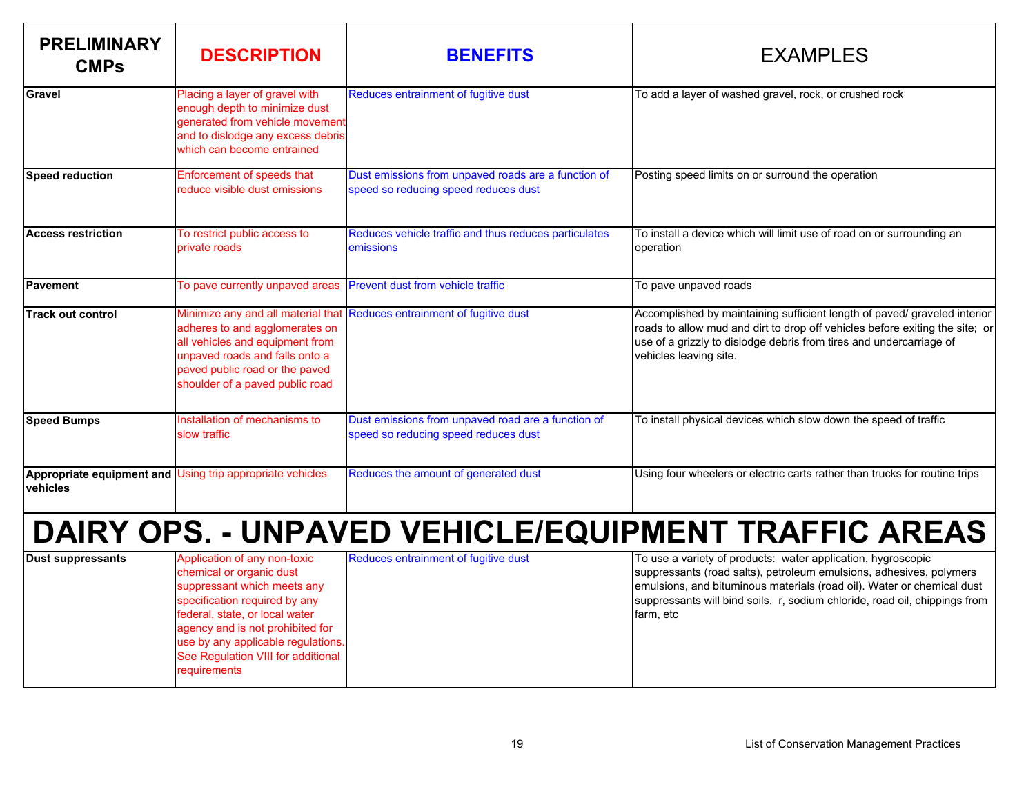| PRELIMINARY CMPs | DESCRIPTION | BENEFITS | EXAMPLES |
|---|---|---|---|
| **Gravel** | Placing a layer of gravel with enough depth to minimize dust generated from vehicle movement and to dislodge any excess debris which can become entrained | Reduces entrainment of fugitive dust | To add a layer of washed gravel, rock, or crushed rock |
| **Speed reduction** | Enforcement of speeds that reduce visible dust emissions | Dust emissions from unpaved roads are a function of speed so reducing speed reduces dust | Posting speed limits on or surround the operation |
| **Access restriction** | To restrict public access to private roads | Reduces vehicle traffic and thus reduces particulates emissions | To install a device which will limit use of road on or surrounding an operation |
| **Pavement** | To pave currently unpaved areas | Prevent dust from vehicle traffic | To pave unpaved roads |
| **Track out control** | Minimize any and all material that adheres to and agglomerates on all vehicles and equipment from unpaved roads and falls onto a paved public road or the paved shoulder of a paved public road | Reduces entrainment of fugitive dust | Accomplished by maintaining sufficient length of paved/ graveled interior roads to allow mud and dirt to drop off vehicles before exiting the site; or use of a grizzly to dislodge debris from tires and undercarriage of vehicles leaving site. |
| **Speed Bumps** | Installation of mechanisms to slow traffic | Dust emissions from unpaved road are a function of speed so reducing speed reduces dust | To install physical devices which slow down the speed of traffic |
| **Appropriate equipment and vehicles** | Using trip appropriate vehicles | Reduces the amount of generated dust | Using four wheelers or electric carts rather than trucks for routine trips |
| **Dust suppressants** | Application of any non-toxic chemical or organic dust suppressant which meets any specification required by any federal, state, or local water agency and is not prohibited for use by any applicable regulations. See Regulation VIII for additional requirements | Reduces entrainment of fugitive dust | To use a variety of products: water application, hygroscopic suppressants (road salts), petroleum emulsions, adhesives, polymers emulsions, and bituminous materials (road oil). Water or chemical dust suppressants will bind soils. r, sodium chloride, road oil, chippings from farm, etc |

# DAIRY OPS. - UNPAVED VEHICLE/EQUIPMENT TRAFFIC AREAS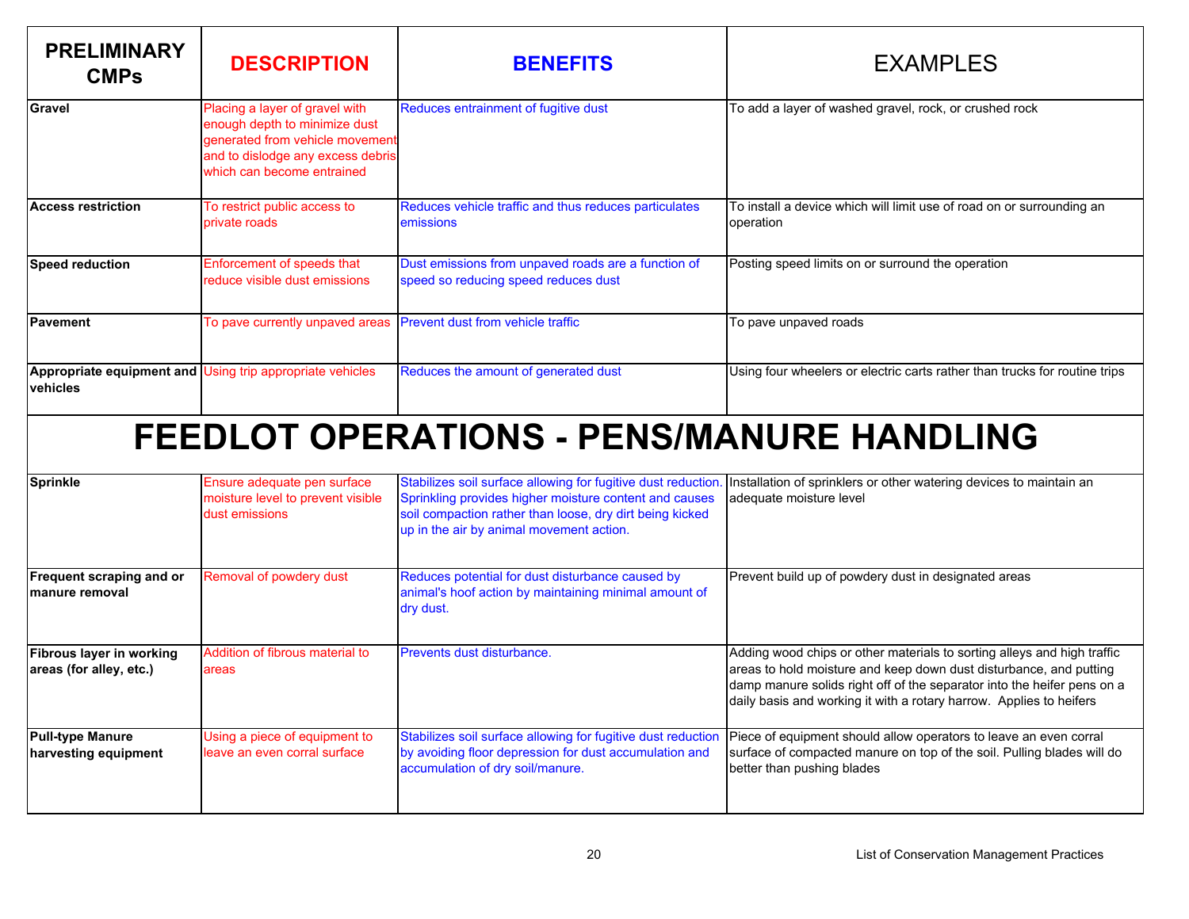| PRELIMINARY CMPs | DESCRIPTION | BENEFITS | EXAMPLES |
|---|---|---|---|
| **Gravel** | Placing a layer of gravel with enough depth to minimize dust generated from vehicle movement and to dislodge any excess debris which can become entrained | Reduces entrainment of fugitive dust | To add a layer of washed gravel, rock, or crushed rock |
| **Access restriction** | To restrict public access to private roads | Reduces vehicle traffic and thus reduces particulates emissions | To install a device which will limit use of road on or surrounding an operation |
| **Speed reduction** | Enforcement of speeds that reduce visible dust emissions | Dust emissions from unpaved roads are a function of speed so reducing speed reduces dust | Posting speed limits on or surround the operation |
| **Pavement** | To pave currently unpaved areas | Prevent dust from vehicle traffic | To pave unpaved roads |
| **Appropriate equipment and vehicles** | Using trip appropriate vehicles | Reduces the amount of generated dust | Using four wheelers or electric carts rather than trucks for routine trips |
| **FEEDLOT OPERATIONS - PENS/MANURE HANDLING** | | | |
| **Sprinkle** | Ensure adequate pen surface moisture level to prevent visible dust emissions | Stabilizes soil surface allowing for fugitive dust reduction. Sprinkling provides higher moisture content and causes soil compaction rather than loose, dry dirt being kicked up in the air by animal movement action. | Installation of sprinklers or other watering devices to maintain an adequate moisture level |
| **Frequent scraping and or manure removal** | Removal of powdery dust | Reduces potential for dust disturbance caused by animal's hoof action by maintaining minimal amount of dry dust. | Prevent build up of powdery dust in designated areas |
| **Fibrous layer in working areas (for alley, etc.)** | Addition of fibrous material to areas | Prevents dust disturbance. | Adding wood chips or other materials to sorting alleys and high traffic areas to hold moisture and keep down dust disturbance, and putting damp manure solids right off of the separator into the heifer pens on a daily basis and working it with a rotary harrow. Applies to heifers |
| **Pull-type Manure harvesting equipment** | Using a piece of equipment to leave an even corral surface | Stabilizes soil surface allowing for fugitive dust reduction by avoiding floor depression for dust accumulation and accumulation of dry soil/manure. | Piece of equipment should allow operators to leave an even corral surface of compacted manure on top of the soil. Pulling blades will do better than pushing blades |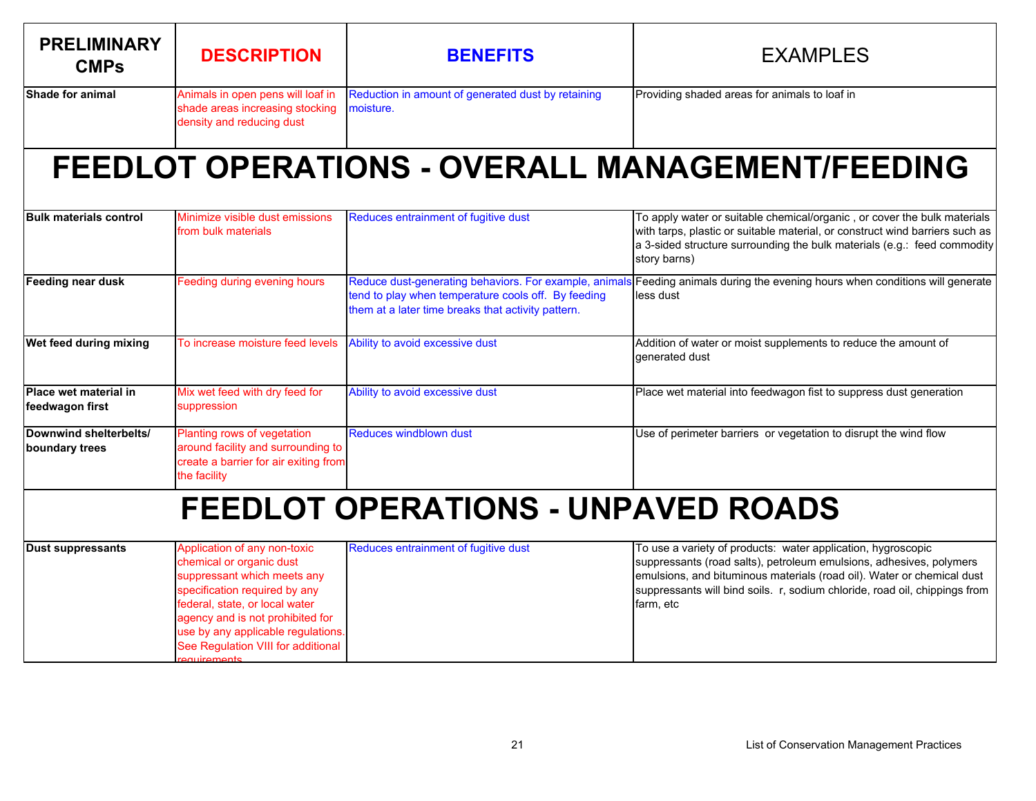| PRELIMINARY CMPs | DESCRIPTION | BENEFITS | EXAMPLES |
|---|---|---|---|
| **Shade for animal** | Animals in open pens will loaf in shade areas increasing stocking density and reducing dust | Reduction in amount of generated dust by retaining moisture. | Providing shaded areas for animals to loaf in |

# FEEDLOT OPERATIONS - OVERALL MANAGEMENT/FEEDING

| PRELIMINARY CMPs | DESCRIPTION | BENEFITS | EXAMPLES |
|---|---|---|---|
| **Bulk materials control** | Minimize visible dust emissions from bulk materials | Reduces entrainment of fugitive dust | To apply water or suitable chemical/organic , or cover the bulk materials with tarps, plastic or suitable material, or construct wind barriers such as a 3-sided structure surrounding the bulk materials (e.g.: feed commodity story barns) |
| **Feeding near dusk** | Feeding during evening hours | Reduce dust-generating behaviors. For example, animals tend to play when temperature cools off. By feeding them at a later time breaks that activity pattern. | Feeding animals during the evening hours when conditions will generate less dust |
| **Wet feed during mixing** | To increase moisture feed levels | Ability to avoid excessive dust | Addition of water or moist supplements to reduce the amount of generated dust |
| **Place wet material in feedwagon first** | Mix wet feed with dry feed for suppression | Ability to avoid excessive dust | Place wet material into feedwagon fist to suppress dust generation |
| **Downwind shelterbelts/ boundary trees** | Planting rows of vegetation around facility and surrounding to create a barrier for air exiting from the facility | Reduces windblown dust | Use of perimeter barriers or vegetation to disrupt the wind flow |

# FEEDLOT OPERATIONS - UNPAVED ROADS

| PRELIMINARY CMPs | DESCRIPTION | BENEFITS | EXAMPLES |
|---|---|---|---|
| **Dust suppressants** | Application of any non-toxic chemical or organic dust suppressant which meets any specification required by any federal, state, or local water agency and is not prohibited for use by any applicable regulations. See Regulation VIII for additional requirements | Reduces entrainment of fugitive dust | To use a variety of products: water application, hygroscopic suppressants (road salts), petroleum emulsions, adhesives, polymers emulsions, and bituminous materials (road oil). Water or chemical dust suppressants will bind soils. r, sodium chloride, road oil, chippings from farm, etc |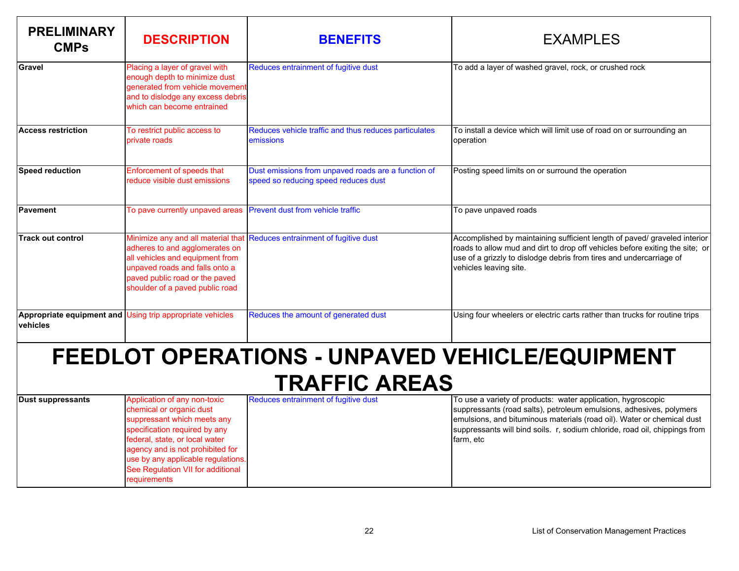| PRELIMINARY CMPs | DESCRIPTION | BENEFITS | EXAMPLES |
|---|---|---|---|
| **Gravel** | Placing a layer of gravel with enough depth to minimize dust generated from vehicle movement and to dislodge any excess debris which can become entrained | Reduces entrainment of fugitive dust | To add a layer of washed gravel, rock, or crushed rock |
| **Access restriction** | To restrict public access to private roads | Reduces vehicle traffic and thus reduces particulates emissions | To install a device which will limit use of road on or surrounding an operation |
| **Speed reduction** | Enforcement of speeds that reduce visible dust emissions | Dust emissions from unpaved roads are a function of speed so reducing speed reduces dust | Posting speed limits on or surround the operation |
| **Pavement** | To pave currently unpaved areas | Prevent dust from vehicle traffic | To pave unpaved roads |
| **Track out control** | Minimize any and all material that adheres to and agglomerates on all vehicles and equipment from unpaved roads and falls onto a paved public road or the paved shoulder of a paved public road | Reduces entrainment of fugitive dust | Accomplished by maintaining sufficient length of paved/ graveled interior roads to allow mud and dirt to drop off vehicles before exiting the site; or use of a grizzly to dislodge debris from tires and undercarriage of vehicles leaving site. |
| **Appropriate equipment and vehicles** | Using trip appropriate vehicles | Reduces the amount of generated dust | Using four wheelers or electric carts rather than trucks for routine trips |

# FEEDLOT OPERATIONS - UNPAVED VEHICLE/EQUIPMENT TRAFFIC AREAS

| PRELIMINARY CMPs | DESCRIPTION | BENEFITS | EXAMPLES |
|---|---|---|---|
| **Dust suppressants** | Application of any non-toxic chemical or organic dust suppressant which meets any specification required by any federal, state, or local water agency and is not prohibited for use by any applicable regulations. See Regulation VII for additional requirements | Reduces entrainment of fugitive dust | To use a variety of products: water application, hygroscopic suppressants (road salts), petroleum emulsions, adhesives, polymers emulsions, and bituminous materials (road oil). Water or chemical dust suppressants will bind soils. r, sodium chloride, road oil, chippings from farm, etc |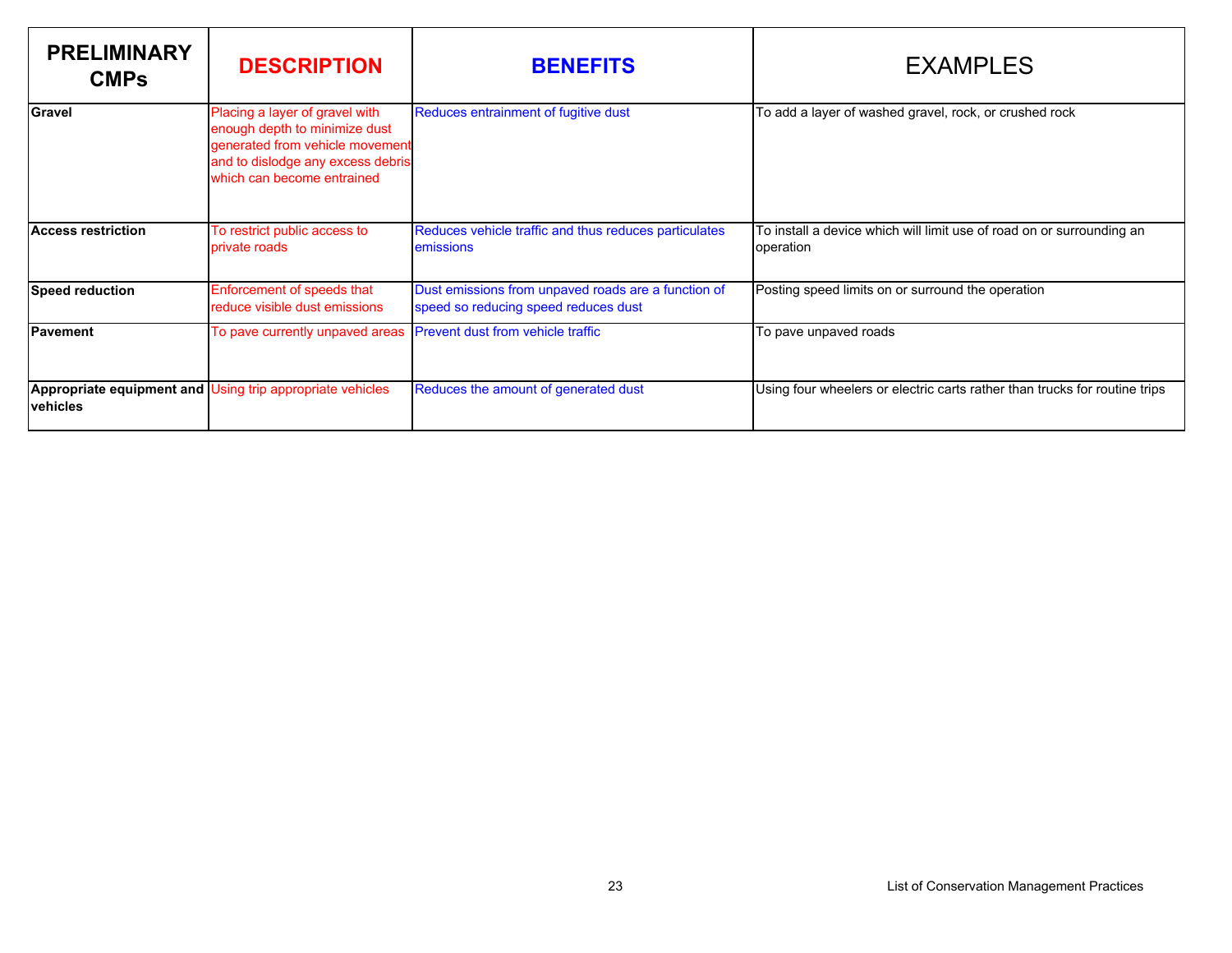| PRELIMINARY CMPs | DESCRIPTION | BENEFITS | EXAMPLES |
|---|---|---|---|
| **Gravel** | Placing a layer of gravel with enough depth to minimize dust generated from vehicle movement and to dislodge any excess debris which can become entrained | Reduces entrainment of fugitive dust | To add a layer of washed gravel, rock, or crushed rock |
| **Access restriction** | To restrict public access to private roads | Reduces vehicle traffic and thus reduces particulates emissions | To install a device which will limit use of road on or surrounding an operation |
| **Speed reduction** | Enforcement of speeds that reduce visible dust emissions | Dust emissions from unpaved roads are a function of speed so reducing speed reduces dust | Posting speed limits on or surround the operation |
| **Pavement** | To pave currently unpaved areas | Prevent dust from vehicle traffic | To pave unpaved roads |
| **Appropriate equipment and vehicles** | Using trip appropriate vehicles | Reduces the amount of generated dust | Using four wheelers or electric carts rather than trucks for routine trips |